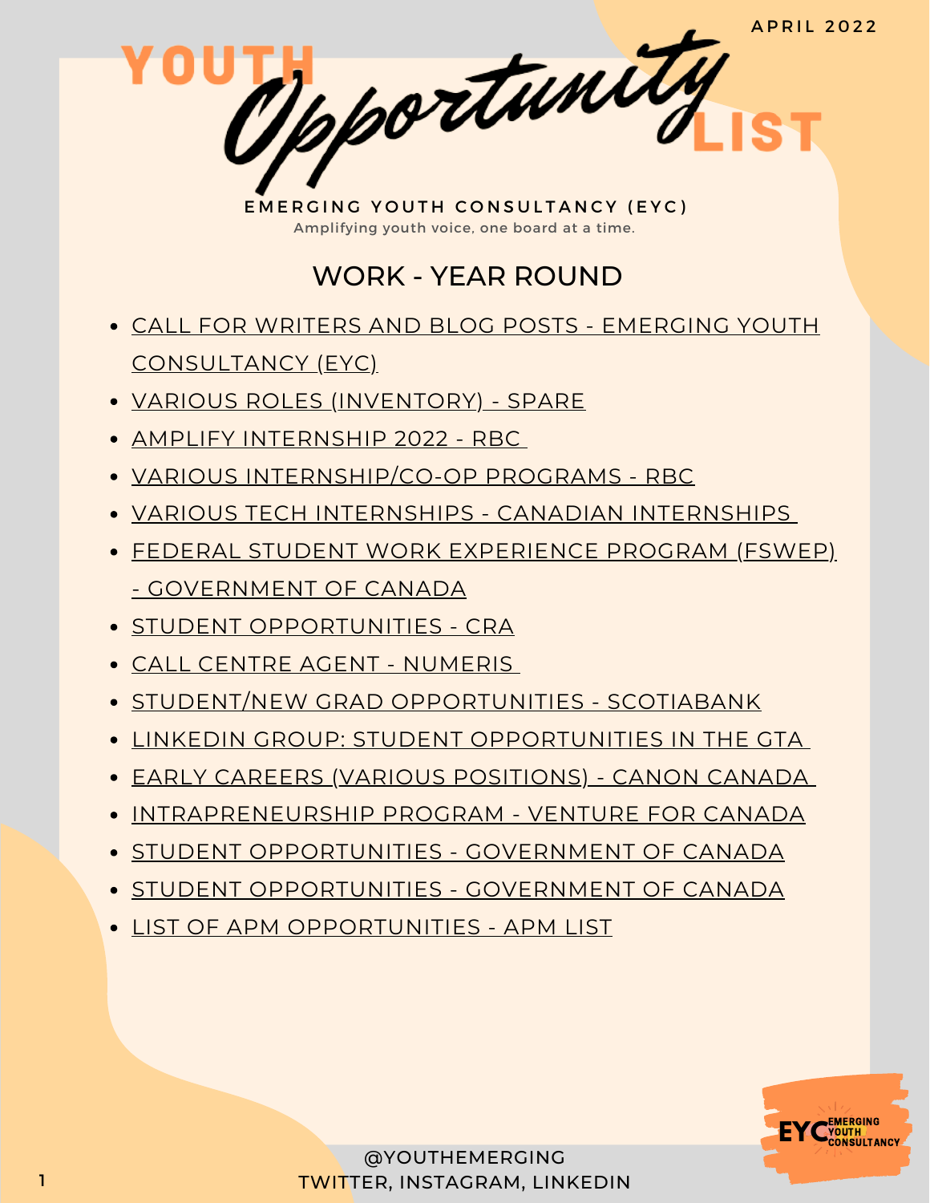APRIL 2022

# YOUTH *Opportunity* LIST

**EMERGING YOUTH CONSULTANCY (EYC)**

Amplifying youth voice, one board at a time.

## WORK - YEAR ROUND

- CALL FOR WRITERS AND BLOG POSTS - EMERGING YOUTH CONSULTANCY (EYC)
- VARIOUS ROLES (INVENTORY) - SPARE
- AMPLIFY INTERNSHIP 2022 - RBC
- VARIOUS INTERNSHIP/CO-OP PROGRAMS - RBC
- VARIOUS TECH INTERNSHIPS - CANADIAN INTERNSHIPS
- FEDERAL STUDENT WORK EXPERIENCE PROGRAM (FSWEP) - GOVERNMENT OF CANADA
- STUDENT OPPORTUNITIES - CRA
- CALL CENTRE AGENT - NUMERIS
- STUDENT/NEW GRAD OPPORTUNITIES - SCOTIABANK
- LINKEDIN GROUP: STUDENT OPPORTUNITIES IN THE GTA
- EARLY CAREERS (VARIOUS POSITIONS) - CANON CANADA
- INTRAPRENEURSHIP PROGRAM - VENTURE FOR CANADA
- STUDENT OPPORTUNITIES - GOVERNMENT OF CANADA
- STUDENT OPPORTUNITIES - GOVERNMENT OF CANADA
- LIST OF APM OPPORTUNITIES - APM LIST

@YOUTHEMERGING
TWITTER, INSTAGRAM, LINKEDIN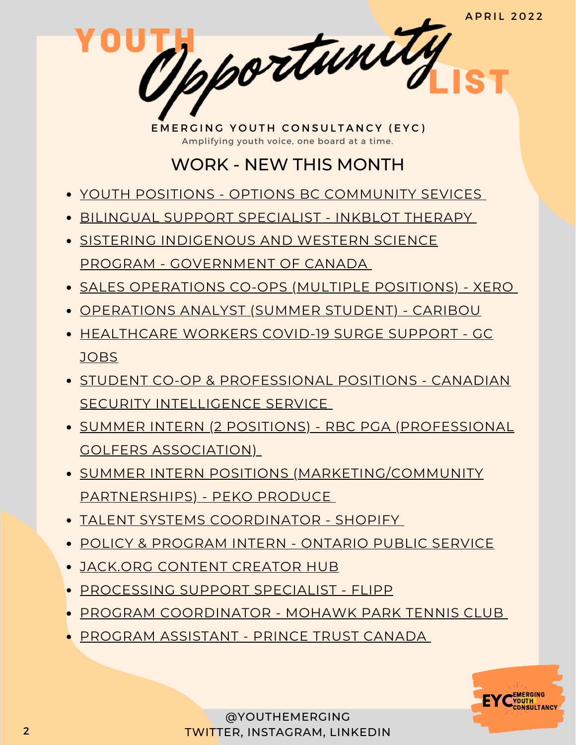APRIL 2022

# YOUTH Opportunity LIST

**EMERGING YOUTH CONSULTANCY (EYC)**

Amplifying youth voice, one board at a time.

## WORK - NEW THIS MONTH

- YOUTH POSITIONS - OPTIONS BC COMMUNITY SEVICES
- BILINGUAL SUPPORT SPECIALIST - INKBLOT THERAPY
- SISTERING INDIGENOUS AND WESTERN SCIENCE PROGRAM - GOVERNMENT OF CANADA
- SALES OPERATIONS CO-OPS (MULTIPLE POSITIONS) - XERO
- OPERATIONS ANALYST (SUMMER STUDENT) - CARIBOU
- HEALTHCARE WORKERS COVID-19 SURGE SUPPORT - GC JOBS
- STUDENT CO-OP & PROFESSIONAL POSITIONS - CANADIAN SECURITY INTELLIGENCE SERVICE
- SUMMER INTERN (2 POSITIONS) - RBC PGA (PROFESSIONAL GOLFERS ASSOCIATION)
- SUMMER INTERN POSITIONS (MARKETING/COMMUNITY PARTNERSHIPS) - PEKO PRODUCE
- TALENT SYSTEMS COORDINATOR - SHOPIFY
- POLICY & PROGRAM INTERN - ONTARIO PUBLIC SERVICE
- JACK.ORG CONTENT CREATOR HUB
- PROCESSING SUPPORT SPECIALIST - FLIPP
- PROGRAM COORDINATOR - MOHAWK PARK TENNIS CLUB
- PROGRAM ASSISTANT - PRINCE TRUST CANADA

@YOUTHEMERGING
TWITTER, INSTAGRAM, LINKEDIN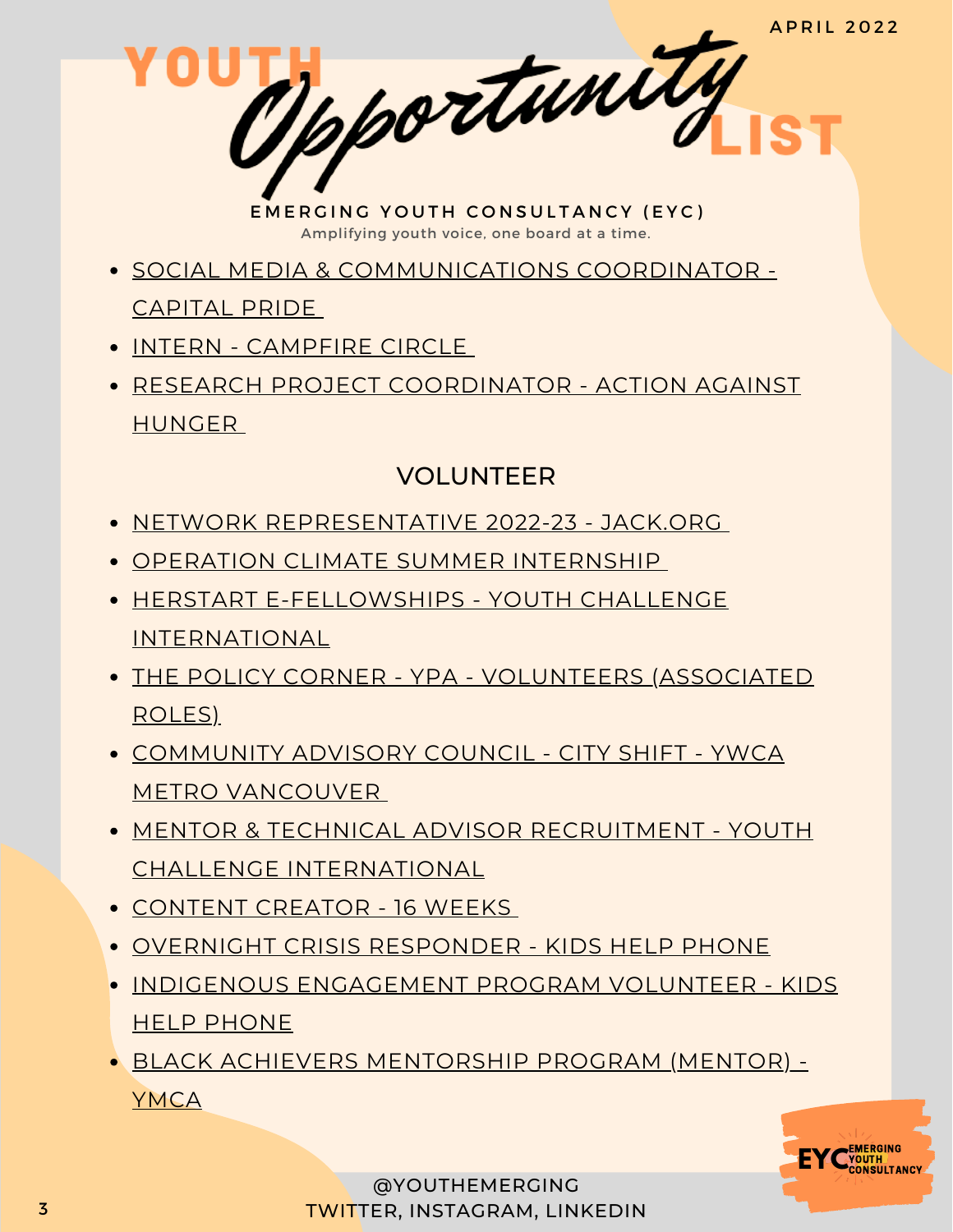# YOUTH *Opportunity* LIST

APRIL 2022

**EMERGING YOUTH CONSULTANCY (EYC)**

Amplifying youth voice, one board at a time.

- SOCIAL MEDIA & COMMUNICATIONS COORDINATOR - CAPITAL PRIDE
- INTERN - CAMPFIRE CIRCLE
- RESEARCH PROJECT COORDINATOR - ACTION AGAINST HUNGER

## VOLUNTEER

- NETWORK REPRESENTATIVE 2022-23 - JACK.ORG
- OPERATION CLIMATE SUMMER INTERNSHIP
- HERSTART E-FELLOWSHIPS - YOUTH CHALLENGE INTERNATIONAL
- THE POLICY CORNER - YPA - VOLUNTEERS (ASSOCIATED ROLES)
- COMMUNITY ADVISORY COUNCIL - CITY SHIFT - YWCA METRO VANCOUVER
- MENTOR & TECHNICAL ADVISOR RECRUITMENT - YOUTH CHALLENGE INTERNATIONAL
- CONTENT CREATOR - 16 WEEKS
- OVERNIGHT CRISIS RESPONDER - KIDS HELP PHONE
- INDIGENOUS ENGAGEMENT PROGRAM VOLUNTEER - KIDS HELP PHONE
- BLACK ACHIEVERS MENTORSHIP PROGRAM (MENTOR) - YMCA

@YOUTHEMERGING
TWITTER, INSTAGRAM, LINKEDIN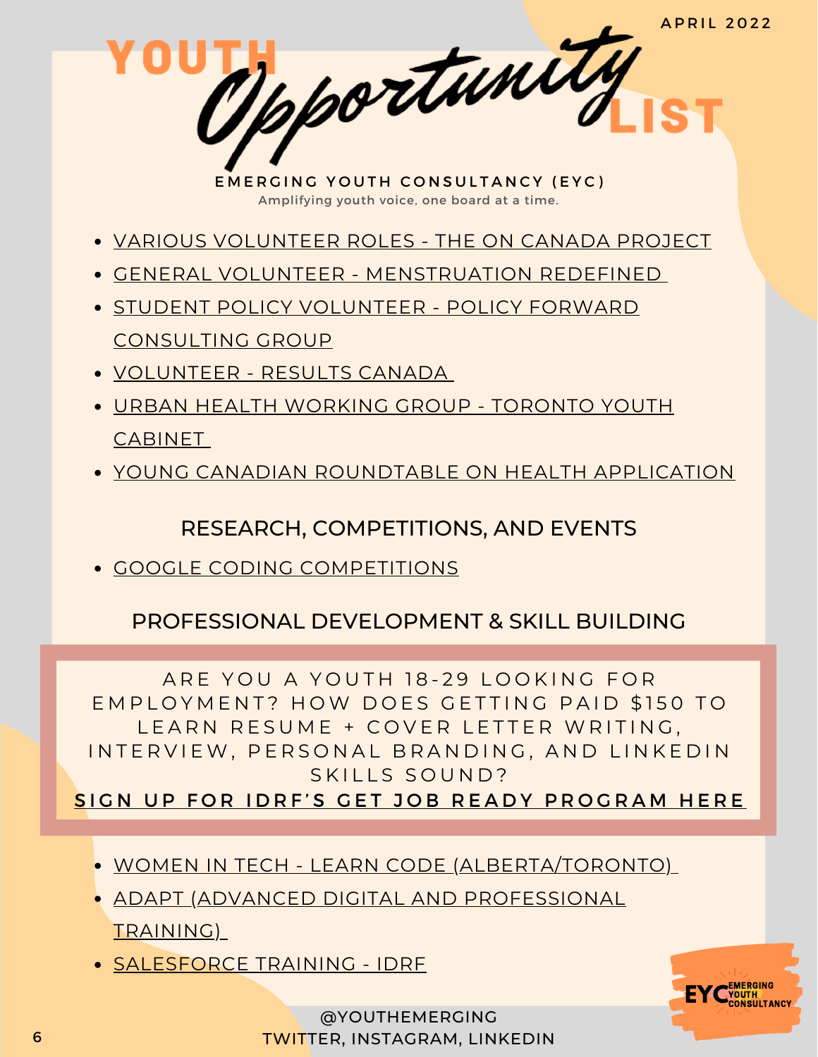APRIL 2022

# YOUTH *Opportunity* LIST

**EMERGING YOUTH CONSULTANCY (EYC)**

Amplifying youth voice, one board at a time.

- VARIOUS VOLUNTEER ROLES - THE ON CANADA PROJECT
- GENERAL VOLUNTEER - MENSTRUATION REDEFINED
- STUDENT POLICY VOLUNTEER - POLICY FORWARD CONSULTING GROUP
- VOLUNTEER - RESULTS CANADA
- URBAN HEALTH WORKING GROUP - TORONTO YOUTH CABINET
- YOUNG CANADIAN ROUNDTABLE ON HEALTH APPLICATION

## RESEARCH, COMPETITIONS, AND EVENTS

- GOOGLE CODING COMPETITIONS

## PROFESSIONAL DEVELOPMENT & SKILL BUILDING

ARE YOU A YOUTH 18-29 LOOKING FOR EMPLOYMENT? HOW DOES GETTING PAID $150 TO LEARN RESUME + COVER LETTER WRITING, INTERVIEW, PERSONAL BRANDING, AND LINKEDIN SKILLS SOUND?

**SIGN UP FOR IDRF'S GET JOB READY PROGRAM HERE**

- WOMEN IN TECH - LEARN CODE (ALBERTA/TORONTO)
- ADAPT (ADVANCED DIGITAL AND PROFESSIONAL TRAINING)
- SALESFORCE TRAINING - IDRF

@YOUTHEMERGING
TWITTER, INSTAGRAM, LINKEDIN

EYC EMERGING YOUTH CONSULTANCY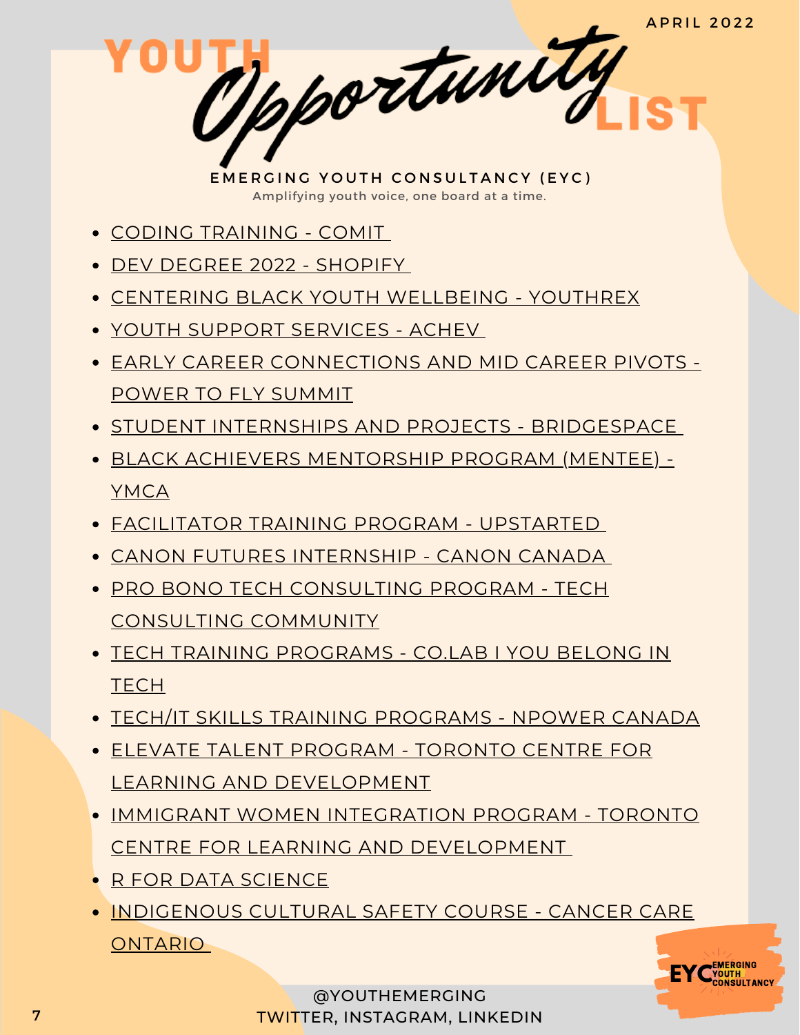APRIL 2022

# YOUTH *Opportunity* LIST

**EMERGING YOUTH CONSULTANCY (EYC)**

Amplifying youth voice, one board at a time.

- CODING TRAINING - COMIT
- DEV DEGREE 2022 - SHOPIFY
- CENTERING BLACK YOUTH WELLBEING - YOUTHREX
- YOUTH SUPPORT SERVICES - ACHEV
- EARLY CAREER CONNECTIONS AND MID CAREER PIVOTS - POWER TO FLY SUMMIT
- STUDENT INTERNSHIPS AND PROJECTS - BRIDGESPACE
- BLACK ACHIEVERS MENTORSHIP PROGRAM (MENTEE) - YMCA
- FACILITATOR TRAINING PROGRAM - UPSTARTED
- CANON FUTURES INTERNSHIP - CANON CANADA
- PRO BONO TECH CONSULTING PROGRAM - TECH CONSULTING COMMUNITY
- TECH TRAINING PROGRAMS - CO.LAB I YOU BELONG IN TECH
- TECH/IT SKILLS TRAINING PROGRAMS - NPOWER CANADA
- ELEVATE TALENT PROGRAM - TORONTO CENTRE FOR LEARNING AND DEVELOPMENT
- IMMIGRANT WOMEN INTEGRATION PROGRAM - TORONTO CENTRE FOR LEARNING AND DEVELOPMENT
- R FOR DATA SCIENCE
- INDIGENOUS CULTURAL SAFETY COURSE - CANCER CARE ONTARIO

@YOUTHEMERGING
TWITTER, INSTAGRAM, LINKEDIN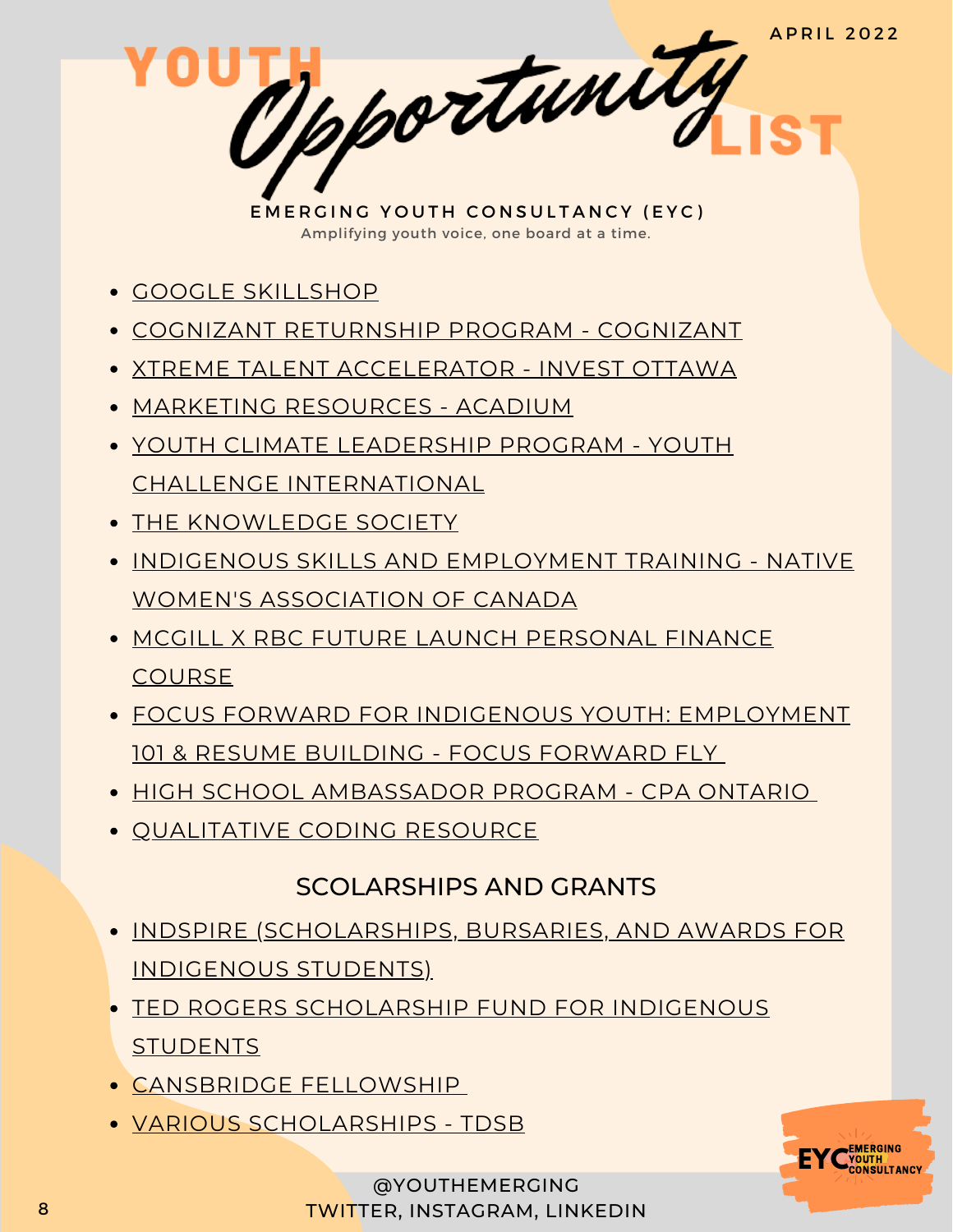APRIL 2022

# YOUTH *Opportunity* LIST

**EMERGING YOUTH CONSULTANCY (EYC)**

Amplifying youth voice, one board at a time.

- GOOGLE SKILLSHOP
- COGNIZANT RETURNSHIP PROGRAM - COGNIZANT
- XTREME TALENT ACCELERATOR - INVEST OTTAWA
- MARKETING RESOURCES - ACADIUM
- YOUTH CLIMATE LEADERSHIP PROGRAM - YOUTH CHALLENGE INTERNATIONAL
- THE KNOWLEDGE SOCIETY
- INDIGENOUS SKILLS AND EMPLOYMENT TRAINING - NATIVE WOMEN'S ASSOCIATION OF CANADA
- MCGILL X RBC FUTURE LAUNCH PERSONAL FINANCE COURSE
- FOCUS FORWARD FOR INDIGENOUS YOUTH: EMPLOYMENT 101 & RESUME BUILDING - FOCUS FORWARD FLY
- HIGH SCHOOL AMBASSADOR PROGRAM - CPA ONTARIO
- QUALITATIVE CODING RESOURCE

## SCOLARSHIPS AND GRANTS

- INDSPIRE (SCHOLARSHIPS, BURSARIES, AND AWARDS FOR INDIGENOUS STUDENTS)
- TED ROGERS SCHOLARSHIP FUND FOR INDIGENOUS STUDENTS
- CANSBRIDGE FELLOWSHIP
- VARIOUS SCHOLARSHIPS - TDSB

@YOUTHEMERGING
TWITTER, INSTAGRAM, LINKEDIN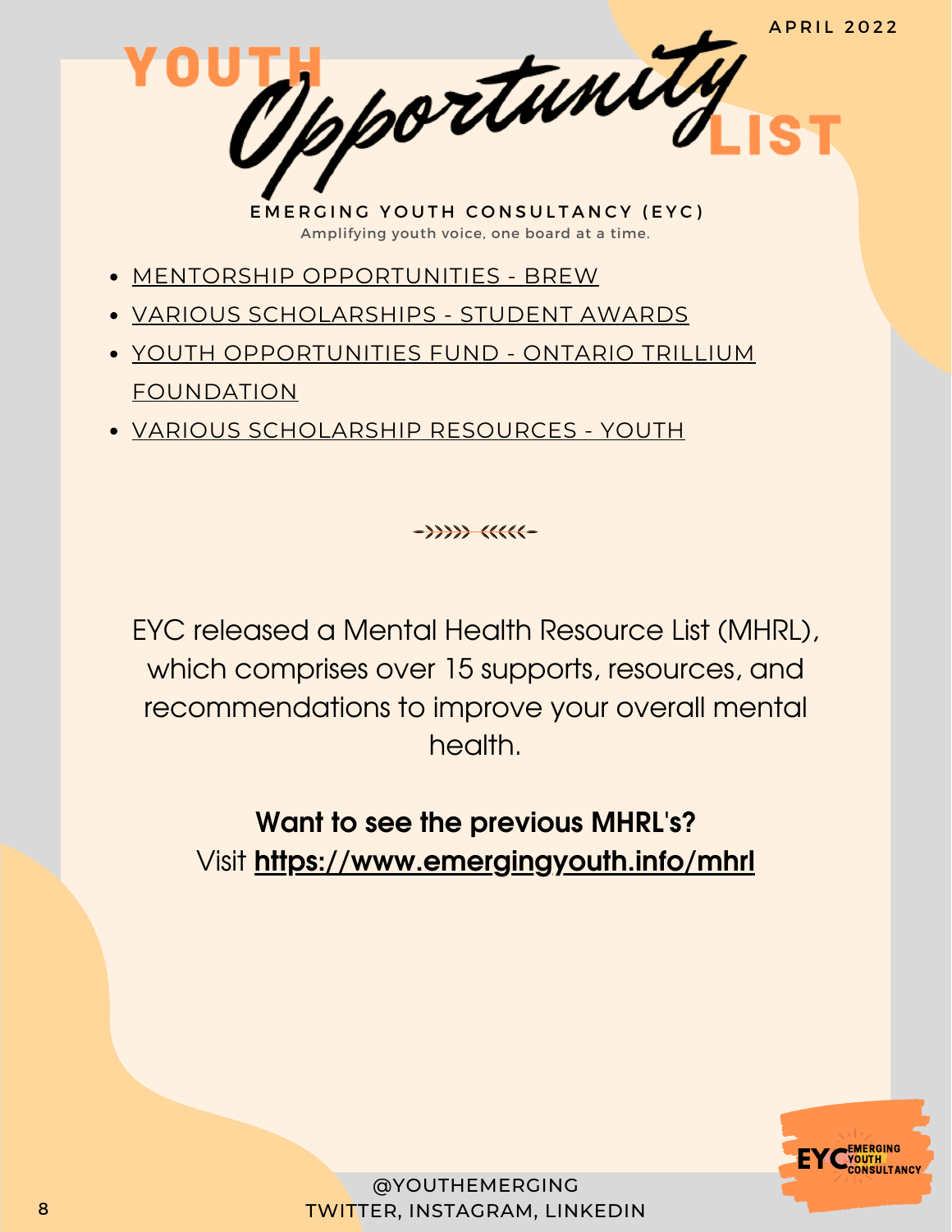APRIL 2022

# YOUTH *Opportunity* LIST

**EMERGING YOUTH CONSULTANCY (EYC)**

Amplifying youth voice, one board at a time.

- MENTORSHIP OPPORTUNITIES - BREW
- VARIOUS SCHOLARSHIPS - STUDENT AWARDS
- YOUTH OPPORTUNITIES FUND - ONTARIO TRILLIUM FOUNDATION
- VARIOUS SCHOLARSHIP RESOURCES - YOUTH

EYC released a Mental Health Resource List (MHRL), which comprises over 15 supports, resources, and recommendations to improve your overall mental health.

**Want to see the previous MHRL's?**

Visit **https://www.emergingyouth.info/mhrl**

@YOUTHEMERGING
TWITTER, INSTAGRAM, LINKEDIN